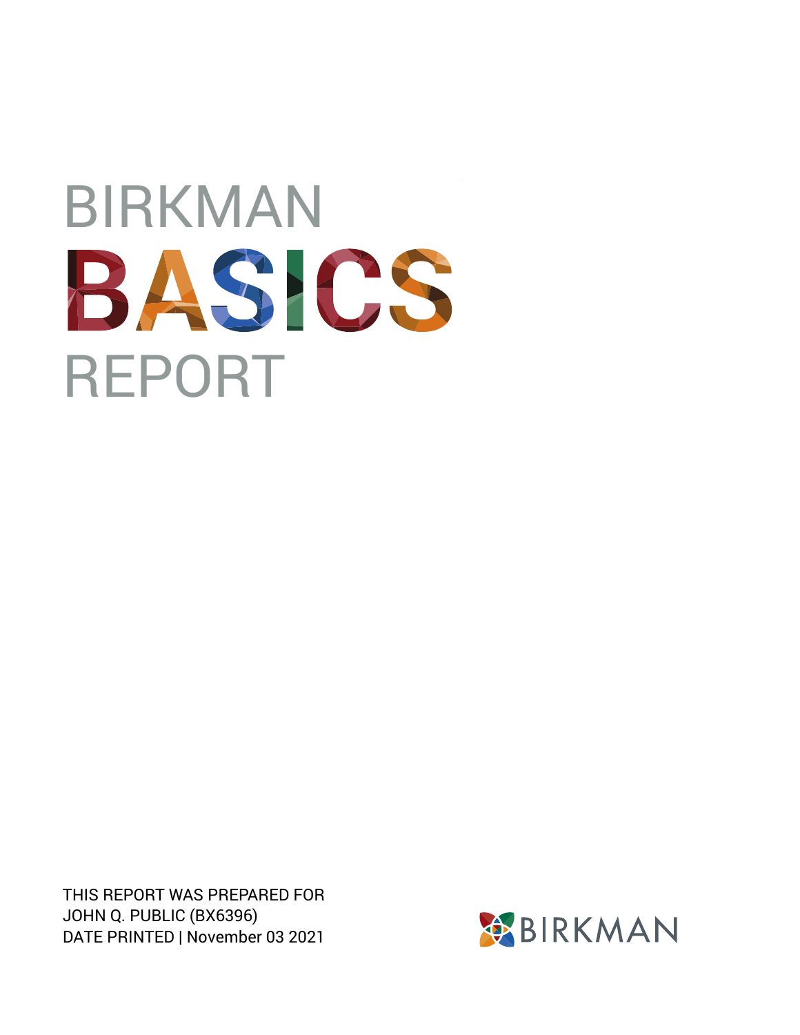# BIRKMAN BASICS REPORT

THIS REPORT WAS PREPARED FOR
JOHN Q. PUBLIC (BX6396)
DATE PRINTED | November 03 2021

BIRKMAN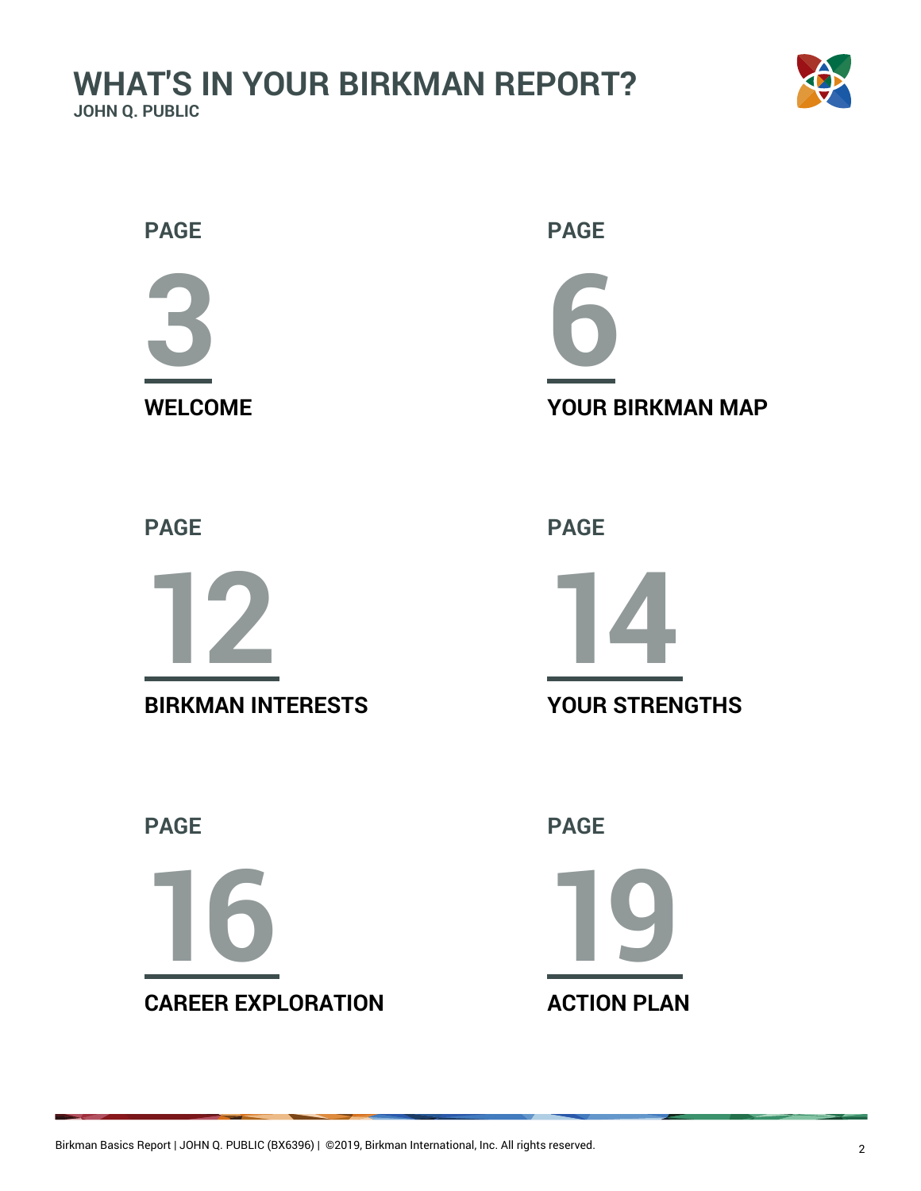# WHAT'S IN YOUR BIRKMAN REPORT?

**JOHN Q. PUBLIC**

PAGE **3** — WELCOME

PAGE **6** — YOUR BIRKMAN MAP

PAGE **12** — BIRKMAN INTERESTS

PAGE **14** — YOUR STRENGTHS

PAGE **16** — CAREER EXPLORATION

PAGE **19** — ACTION PLAN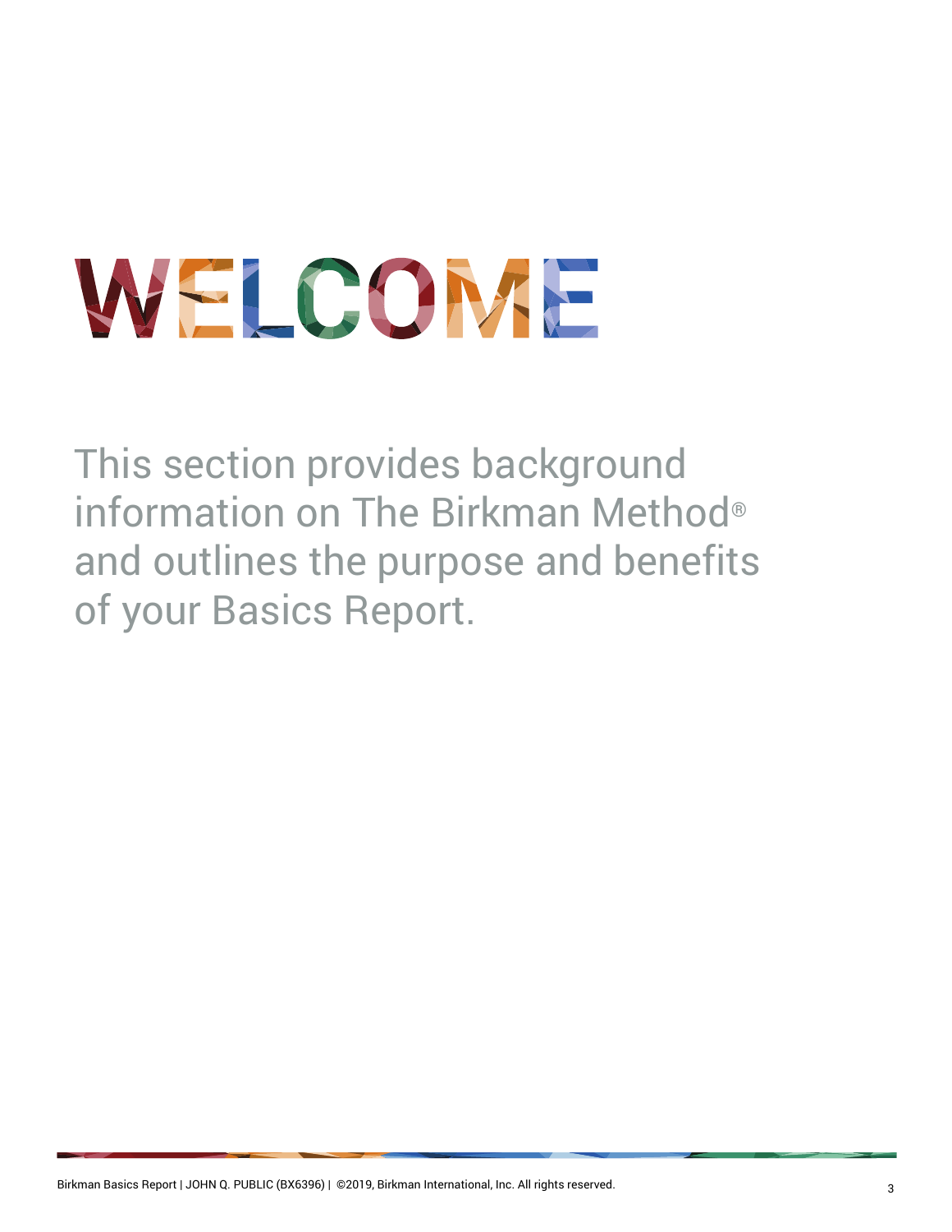# WELCOME

This section provides background information on The Birkman Method® and outlines the purpose and benefits of your Basics Report.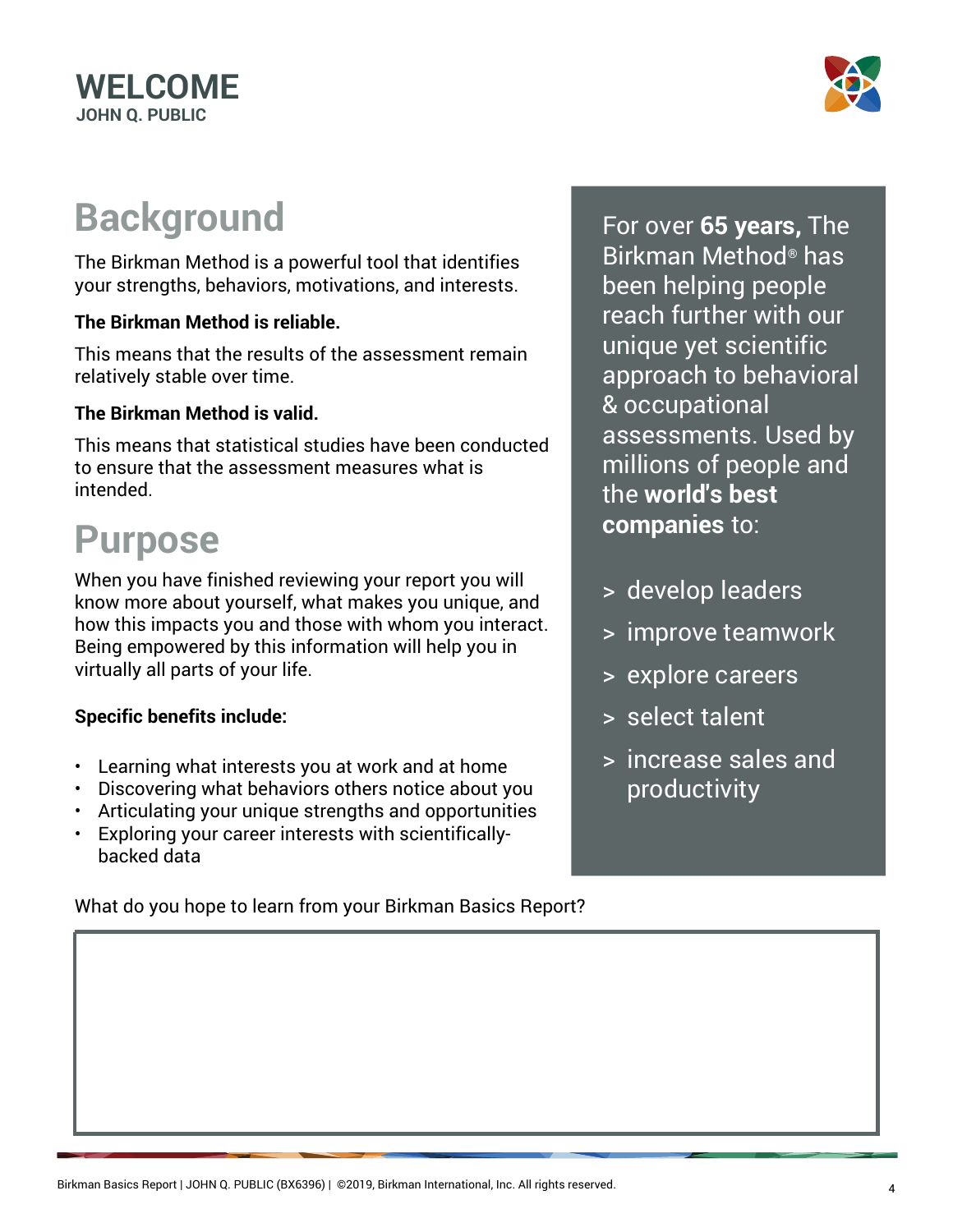# WELCOME

**JOHN Q. PUBLIC**

## Background

The Birkman Method is a powerful tool that identifies your strengths, behaviors, motivations, and interests.

**The Birkman Method is reliable.**

This means that the results of the assessment remain relatively stable over time.

**The Birkman Method is valid.**

This means that statistical studies have been conducted to ensure that the assessment measures what is intended.

## Purpose

When you have finished reviewing your report you will know more about yourself, what makes you unique, and how this impacts you and those with whom you interact. Being empowered by this information will help you in virtually all parts of your life.

**Specific benefits include:**

- Learning what interests you at work and at home
- Discovering what behaviors others notice about you
- Articulating your unique strengths and opportunities
- Exploring your career interests with scientifically-backed data

For over **65 years,** The Birkman Method® has been helping people reach further with our unique yet scientific approach to behavioral & occupational assessments. Used by millions of people and the **world's best companies** to:

> develop leaders

> improve teamwork

> explore careers

> select talent

> increase sales and productivity

What do you hope to learn from your Birkman Basics Report?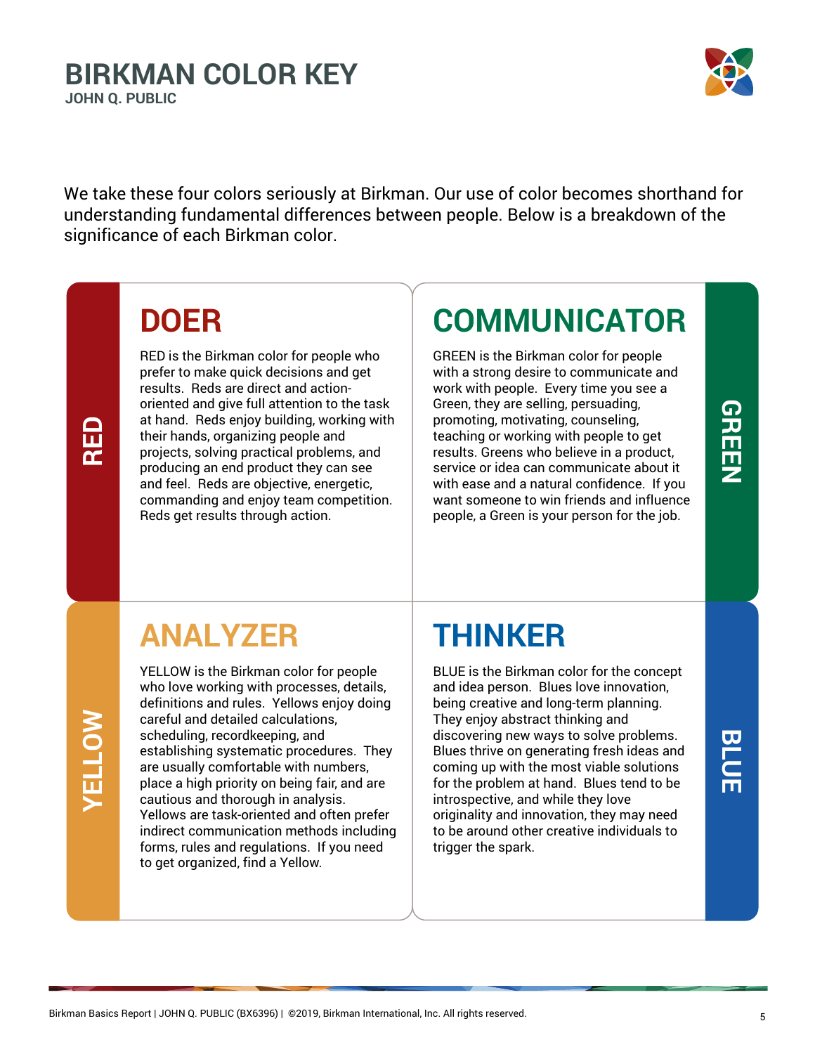# BIRKMAN COLOR KEY

**JOHN Q. PUBLIC**

We take these four colors seriously at Birkman. Our use of color becomes shorthand for understanding fundamental differences between people. Below is a breakdown of the significance of each Birkman color.

## RED

### DOER

RED is the Birkman color for people who prefer to make quick decisions and get results. Reds are direct and action-oriented and give full attention to the task at hand. Reds enjoy building, working with their hands, organizing people and projects, solving practical problems, and producing an end product they can see and feel. Reds are objective, energetic, commanding and enjoy team competition. Reds get results through action.

## GREEN

### COMMUNICATOR

GREEN is the Birkman color for people with a strong desire to communicate and work with people. Every time you see a Green, they are selling, persuading, promoting, motivating, counseling, teaching or working with people to get results. Greens who believe in a product, service or idea can communicate about it with ease and a natural confidence. If you want someone to win friends and influence people, a Green is your person for the job.

## YELLOW

### ANALYZER

YELLOW is the Birkman color for people who love working with processes, details, definitions and rules. Yellows enjoy doing careful and detailed calculations, scheduling, recordkeeping, and establishing systematic procedures. They are usually comfortable with numbers, place a high priority on being fair, and are cautious and thorough in analysis. Yellows are task-oriented and often prefer indirect communication methods including forms, rules and regulations. If you need to get organized, find a Yellow.

## BLUE

### THINKER

BLUE is the Birkman color for the concept and idea person. Blues love innovation, being creative and long-term planning. They enjoy abstract thinking and discovering new ways to solve problems. Blues thrive on generating fresh ideas and coming up with the most viable solutions for the problem at hand. Blues tend to be introspective, and while they love originality and innovation, they may need to be around other creative individuals to trigger the spark.

Birkman Basics Report | JOHN Q. PUBLIC (BX6396) | ©2019, Birkman International, Inc. All rights reserved.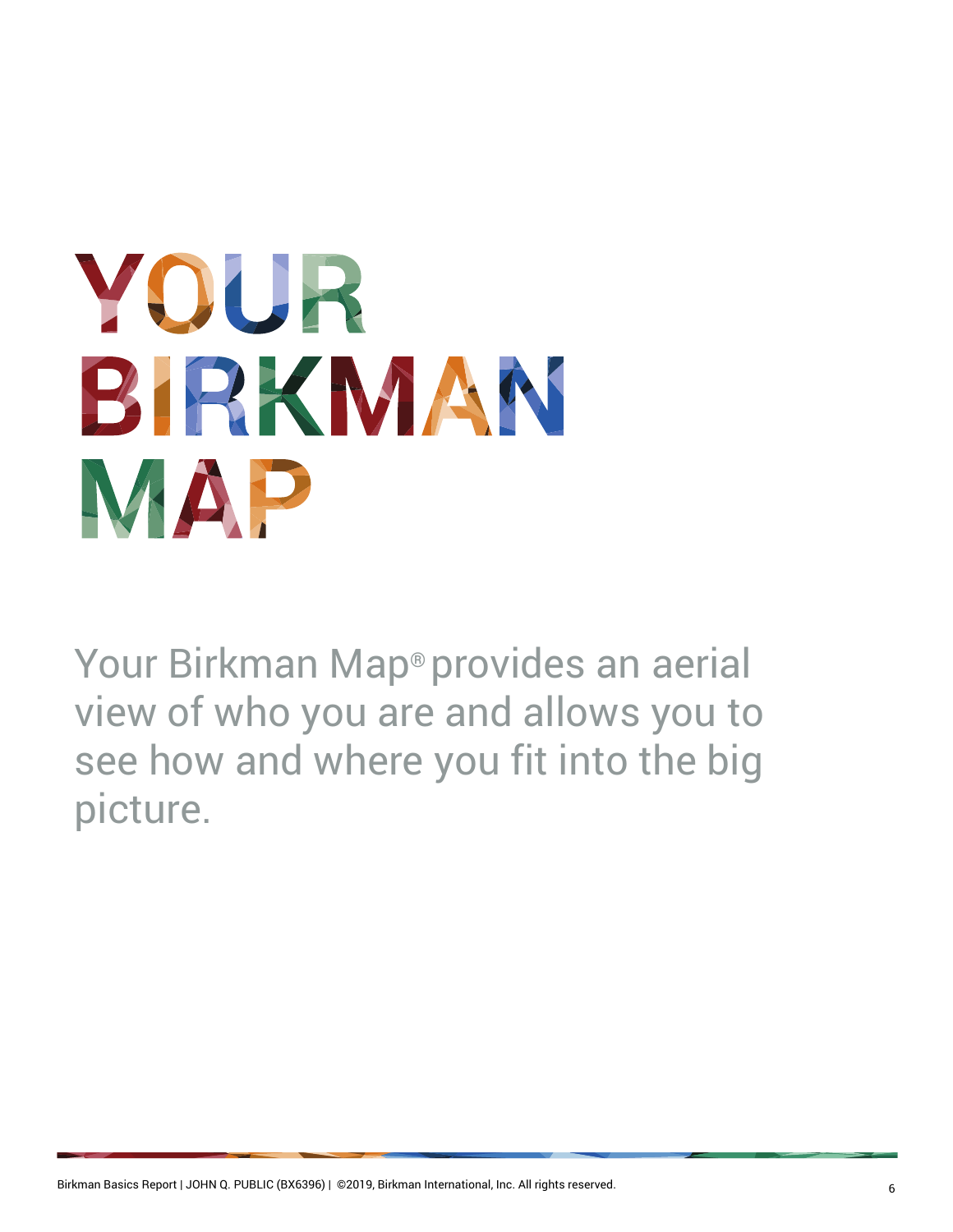# YOUR BIRKMAN MAP

Your Birkman Map® provides an aerial view of who you are and allows you to see how and where you fit into the big picture.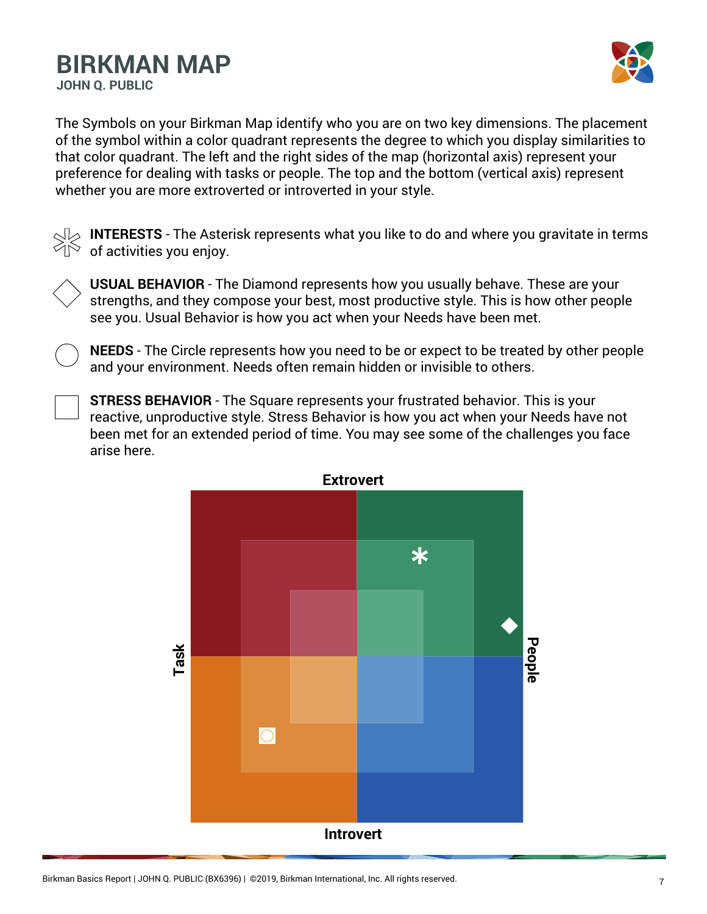# BIRKMAN MAP

**JOHN Q. PUBLIC**

The Symbols on your Birkman Map identify who you are on two key dimensions. The placement of the symbol within a color quadrant represents the degree to which you display similarities to that color quadrant. The left and the right sides of the map (horizontal axis) represent your preference for dealing with tasks or people. The top and the bottom (vertical axis) represent whether you are more extroverted or introverted in your style.

**INTERESTS** - The Asterisk represents what you like to do and where you gravitate in terms of activities you enjoy.

**USUAL BEHAVIOR** - The Diamond represents how you usually behave. These are your strengths, and they compose your best, most productive style. This is how other people see you. Usual Behavior is how you act when your Needs have been met.

**NEEDS** - The Circle represents how you need to be or expect to be treated by other people and your environment. Needs often remain hidden or invisible to others.

**STRESS BEHAVIOR** - The Square represents your frustrated behavior. This is your reactive, unproductive style. Stress Behavior is how you act when your Needs have not been met for an extended period of time. You may see some of the challenges you face arise here.

Extrovert

Task

People

Introvert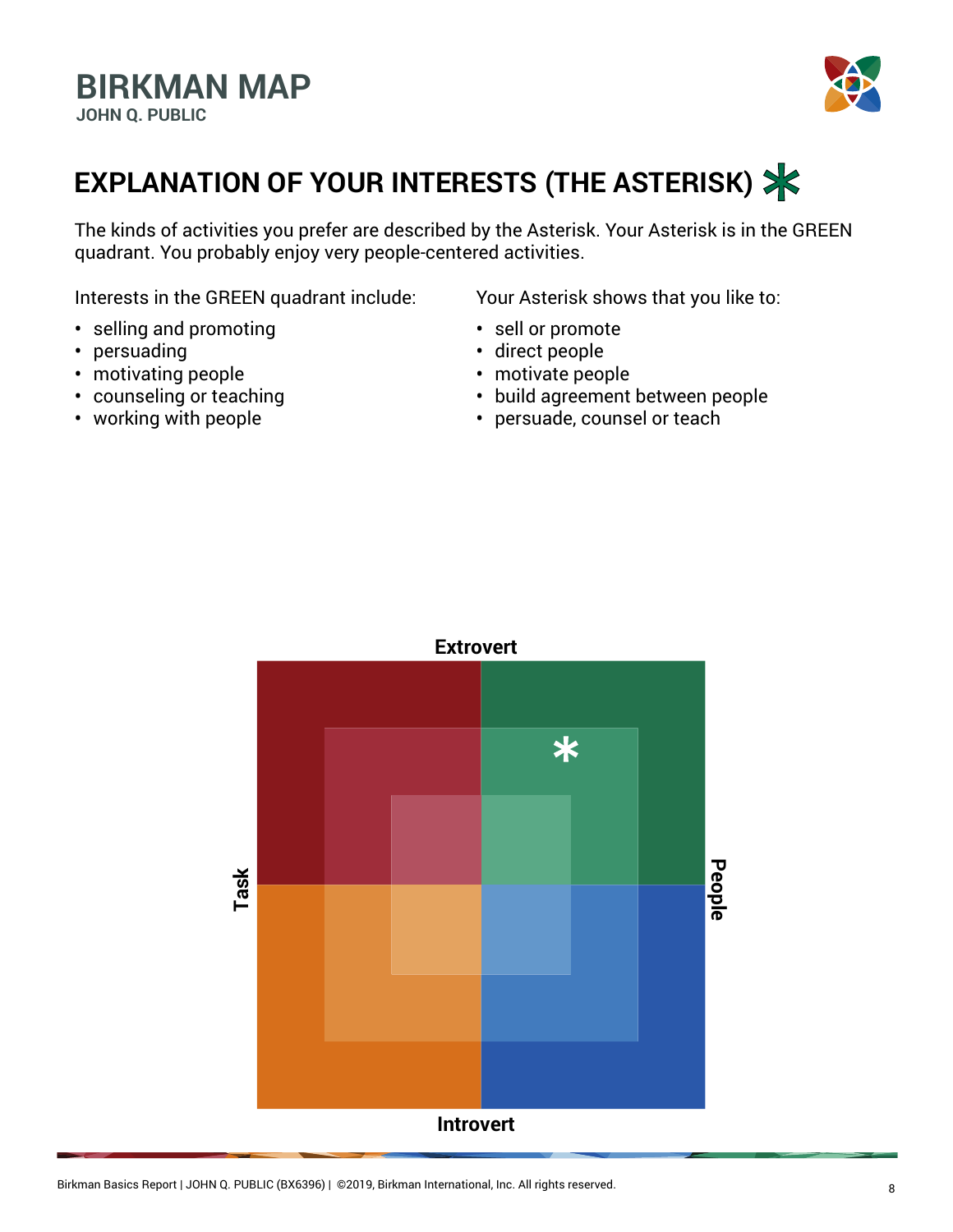# BIRKMAN MAP

**JOHN Q. PUBLIC**

## EXPLANATION OF YOUR INTERESTS (THE ASTERISK) *

The kinds of activities you prefer are described by the Asterisk. Your Asterisk is in the GREEN quadrant. You probably enjoy very people-centered activities.

Interests in the GREEN quadrant include:

- selling and promoting
- persuading
- motivating people
- counseling or teaching
- working with people

Your Asterisk shows that you like to:

- sell or promote
- direct people
- motivate people
- build agreement between people
- persuade, counsel or teach

**Extrovert**

**Task**

**People**

**Introvert**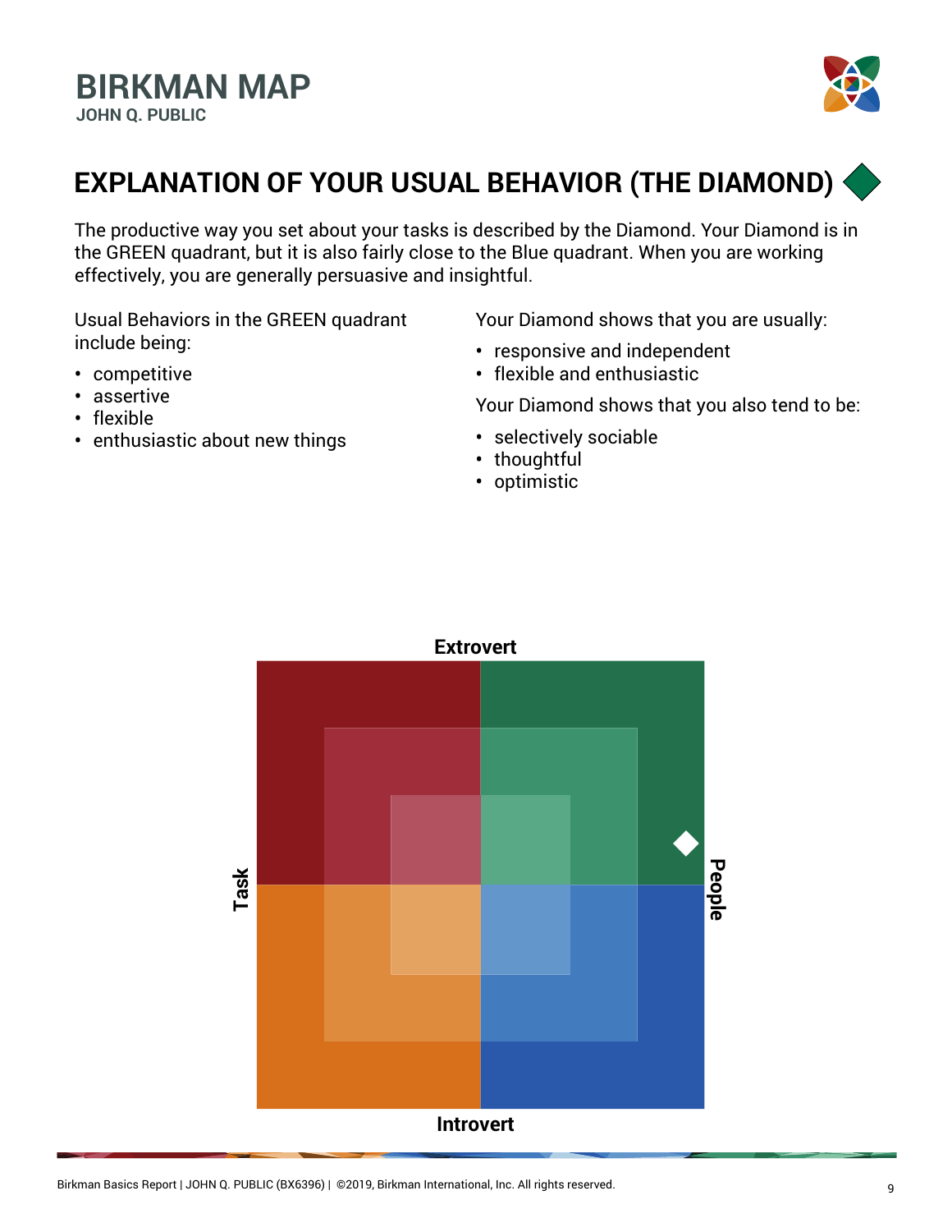# EXPLANATION OF YOUR USUAL BEHAVIOR (THE DIAMOND)

The productive way you set about your tasks is described by the Diamond. Your Diamond is in the GREEN quadrant, but it is also fairly close to the Blue quadrant. When you are working effectively, you are generally persuasive and insightful.

Usual Behaviors in the GREEN quadrant include being:

- competitive
- assertive
- flexible
- enthusiastic about new things

Your Diamond shows that you are usually:

- responsive and independent
- flexible and enthusiastic

Your Diamond shows that you also tend to be:

- selectively sociable
- thoughtful
- optimistic

Extrovert

Task

People

Introvert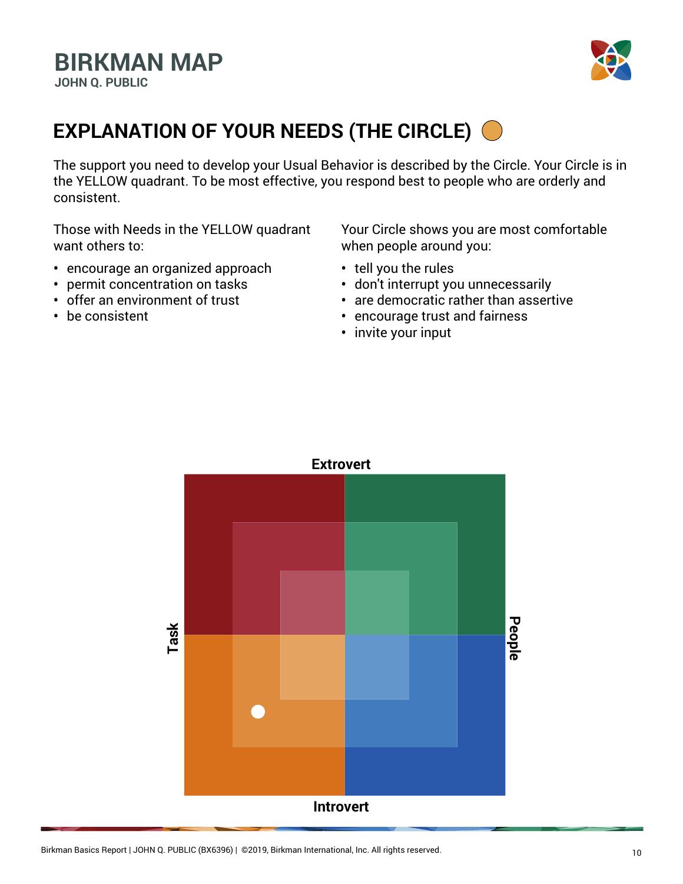# BIRKMAN MAP

**JOHN Q. PUBLIC**

## EXPLANATION OF YOUR NEEDS (THE CIRCLE)

The support you need to develop your Usual Behavior is described by the Circle. Your Circle is in the YELLOW quadrant. To be most effective, you respond best to people who are orderly and consistent.

Those with Needs in the YELLOW quadrant want others to:

- encourage an organized approach
- permit concentration on tasks
- offer an environment of trust
- be consistent

Your Circle shows you are most comfortable when people around you:

- tell you the rules
- don't interrupt you unnecessarily
- are democratic rather than assertive
- encourage trust and fairness
- invite your input

Extrovert

Task

People

Introvert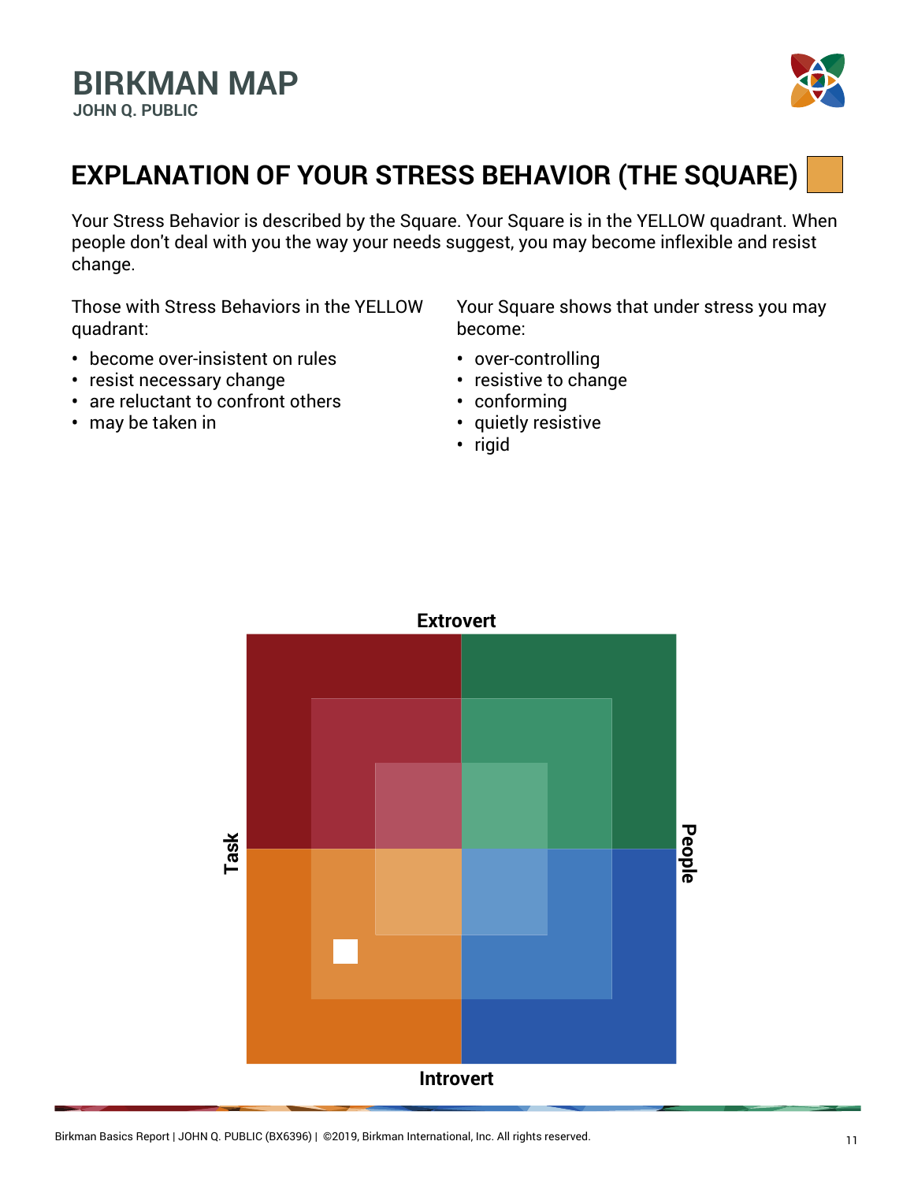# BIRKMAN MAP

**JOHN Q. PUBLIC**

## EXPLANATION OF YOUR STRESS BEHAVIOR (THE SQUARE)

Your Stress Behavior is described by the Square. Your Square is in the YELLOW quadrant. When people don't deal with you the way your needs suggest, you may become inflexible and resist change.

Those with Stress Behaviors in the YELLOW quadrant:

- become over-insistent on rules
- resist necessary change
- are reluctant to confront others
- may be taken in

Your Square shows that under stress you may become:

- over-controlling
- resistive to change
- conforming
- quietly resistive
- rigid

Extrovert

Task

People

Introvert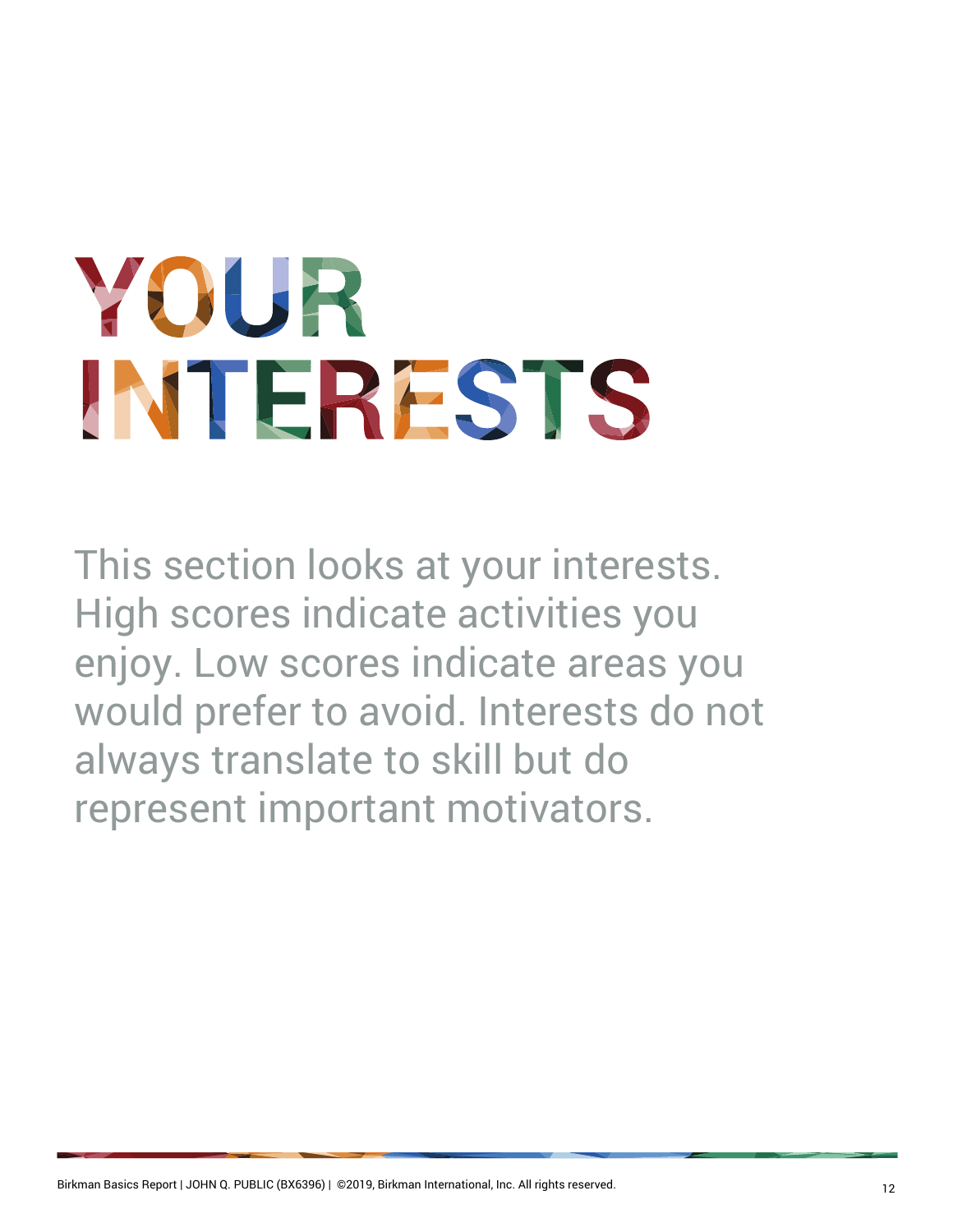# YOUR INTERESTS

This section looks at your interests. High scores indicate activities you enjoy. Low scores indicate areas you would prefer to avoid. Interests do not always translate to skill but do represent important motivators.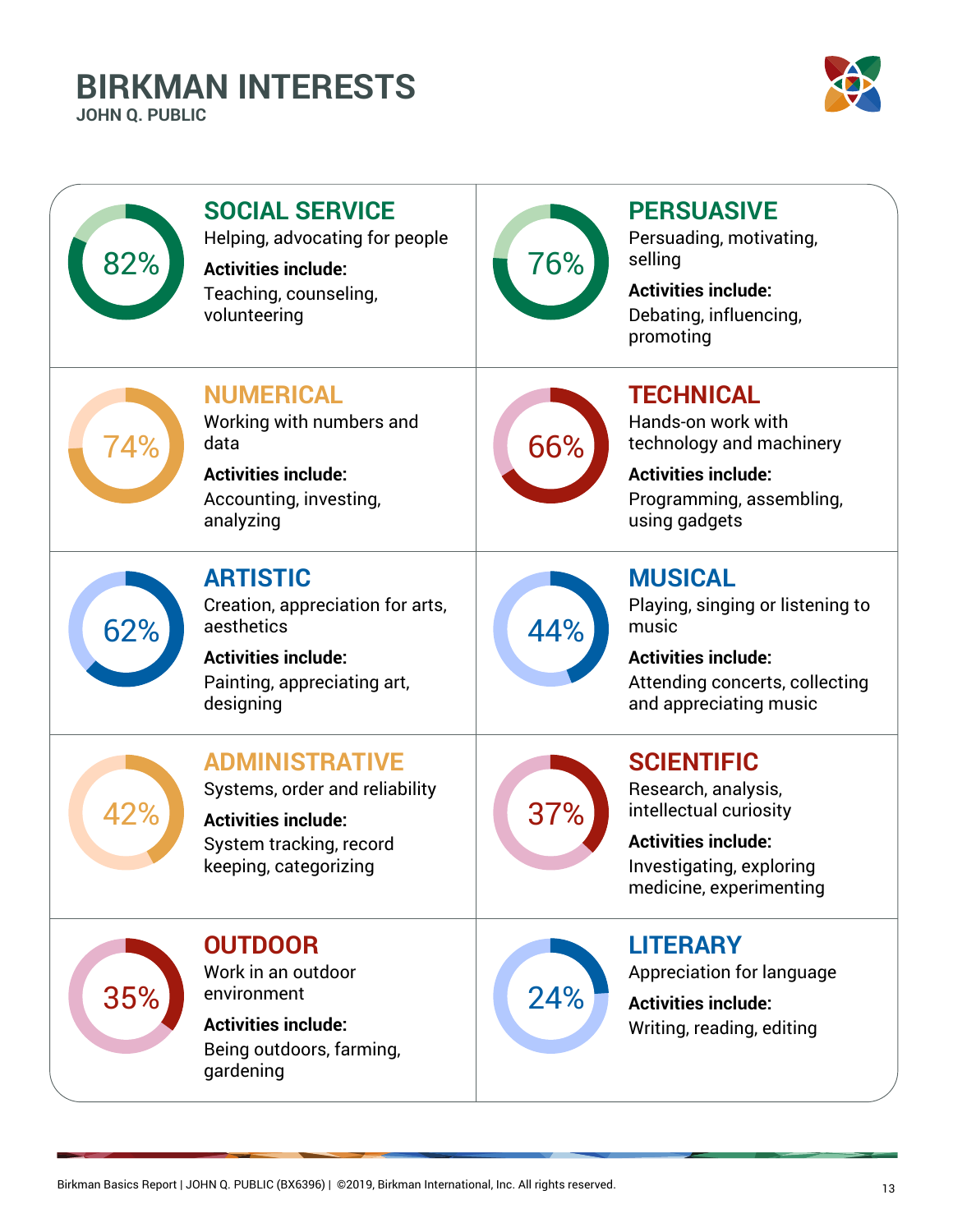# BIRKMAN INTERESTS

**JOHN Q. PUBLIC**

## 82% SOCIAL SERVICE

Helping, advocating for people

**Activities include:**
Teaching, counseling, volunteering

## 76% PERSUASIVE

Persuading, motivating, selling

**Activities include:**
Debating, influencing, promoting

## 74% NUMERICAL

Working with numbers and data

**Activities include:**
Accounting, investing, analyzing

## 66% TECHNICAL

Hands-on work with technology and machinery

**Activities include:**
Programming, assembling, using gadgets

## 62% ARTISTIC

Creation, appreciation for arts, aesthetics

**Activities include:**
Painting, appreciating art, designing

## 44% MUSICAL

Playing, singing or listening to music

**Activities include:**
Attending concerts, collecting and appreciating music

## 42% ADMINISTRATIVE

Systems, order and reliability

**Activities include:**
System tracking, record keeping, categorizing

## 37% SCIENTIFIC

Research, analysis, intellectual curiosity

**Activities include:**
Investigating, exploring medicine, experimenting

## 35% OUTDOOR

Work in an outdoor environment

**Activities include:**
Being outdoors, farming, gardening

## 24% LITERARY

Appreciation for language

**Activities include:**
Writing, reading, editing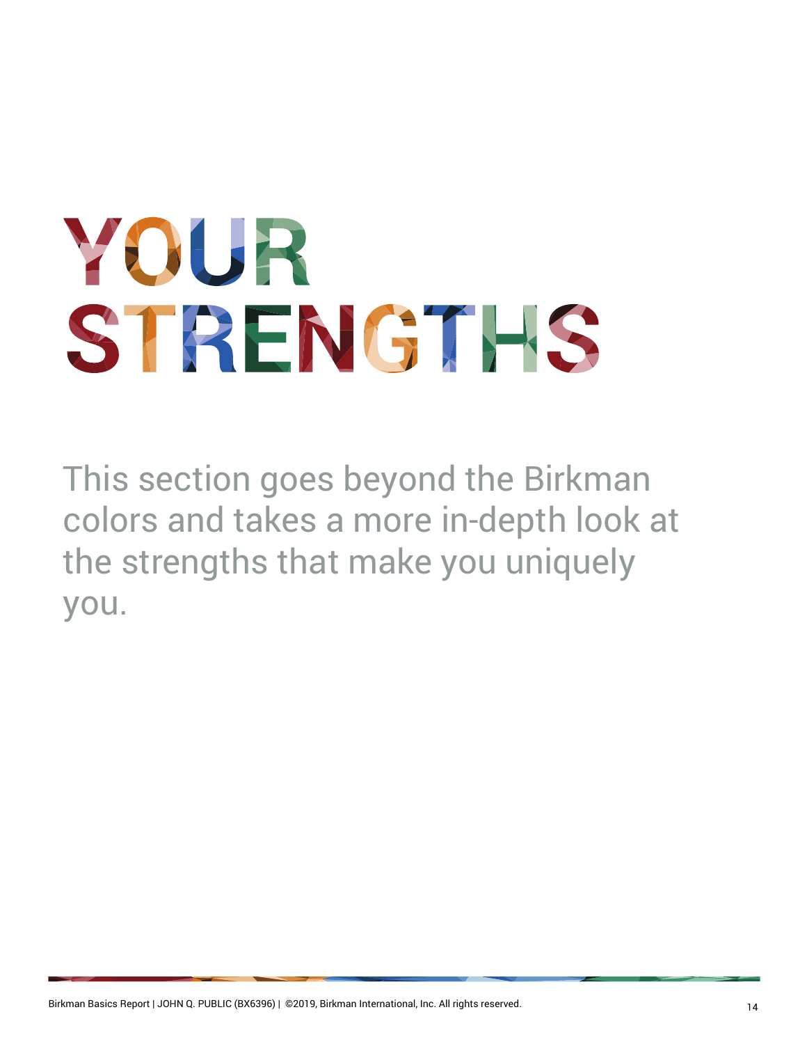# YOUR STRENGTHS

This section goes beyond the Birkman colors and takes a more in-depth look at the strengths that make you uniquely you.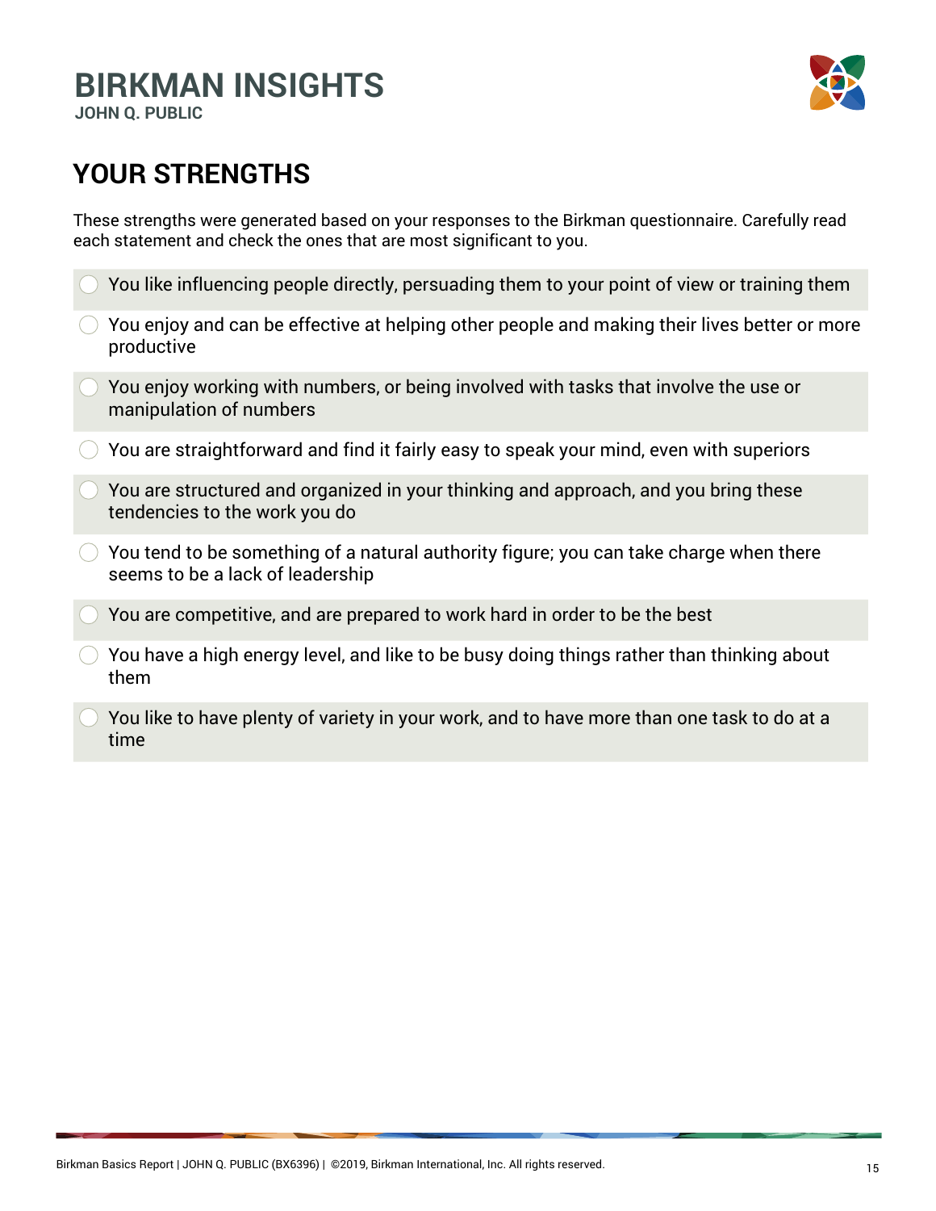## YOUR STRENGTHS

These strengths were generated based on your responses to the Birkman questionnaire. Carefully read each statement and check the ones that are most significant to you.

- [ ] You like influencing people directly, persuading them to your point of view or training them
- [ ] You enjoy and can be effective at helping other people and making their lives better or more productive
- [ ] You enjoy working with numbers, or being involved with tasks that involve the use or manipulation of numbers
- [ ] You are straightforward and find it fairly easy to speak your mind, even with superiors
- [ ] You are structured and organized in your thinking and approach, and you bring these tendencies to the work you do
- [ ] You tend to be something of a natural authority figure; you can take charge when there seems to be a lack of leadership
- [ ] You are competitive, and are prepared to work hard in order to be the best
- [ ] You have a high energy level, and like to be busy doing things rather than thinking about them
- [ ] You like to have plenty of variety in your work, and to have more than one task to do at a time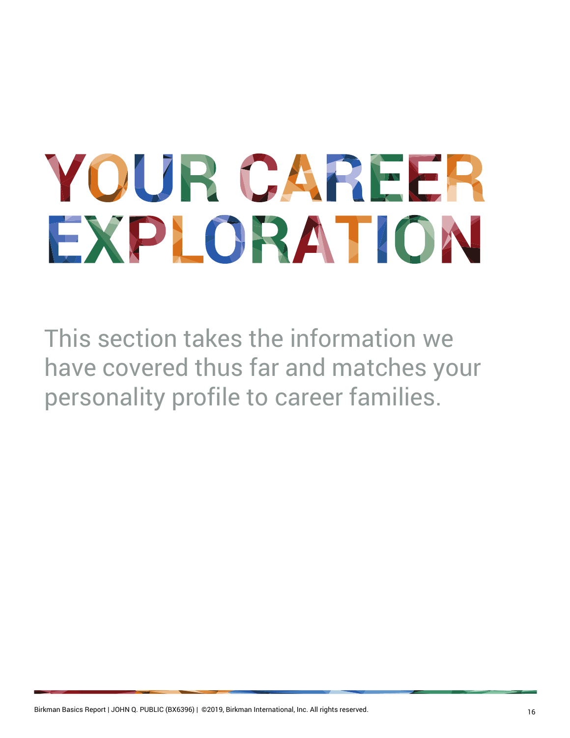# YOUR CAREER EXPLORATION

This section takes the information we have covered thus far and matches your personality profile to career families.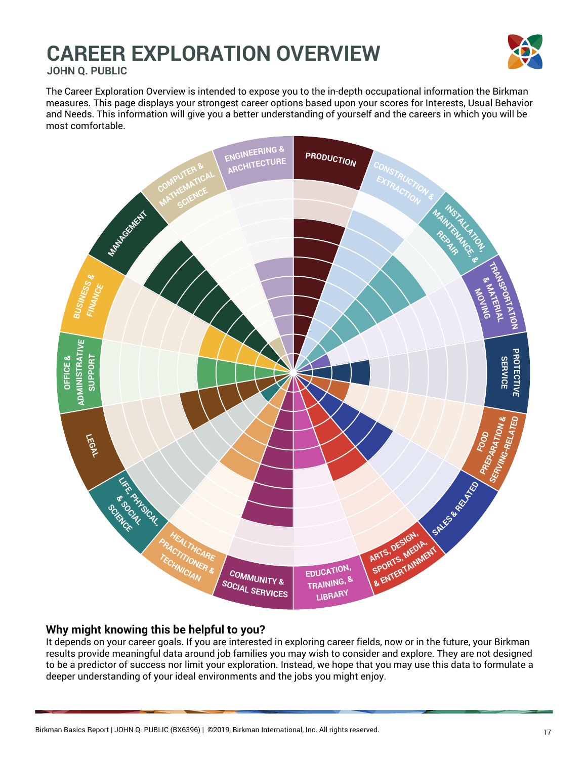# CAREER EXPLORATION OVERVIEW

**JOHN Q. PUBLIC**

The Career Exploration Overview is intended to expose you to the in-depth occupational information the Birkman measures. This page displays your strongest career options based upon your scores for Interests, Usual Behavior and Needs. This information will give you a better understanding of yourself and the careers in which you will be most comfortable.

PRODUCTION

CONSTRUCTION & EXTRACTION

INSTALLATION, MAINTENANCE, & REPAIR

TRANSPORTATION & MATERIAL MOVING

PROTECTIVE SERVICE

FOOD PREPARATION & SERVING-RELATED

SALES & RELATED

ARTS, DESIGN, SPORTS, MEDIA, & ENTERTAINMENT

EDUCATION, TRAINING, & LIBRARY

COMMUNITY & SOCIAL SERVICES

HEALTHCARE PRACTITIONER & TECHNICIAN

LIFE, PHYSICAL, & SOCIAL SCIENCE

LEGAL

OFFICE & ADMINISTRATIVE SUPPORT

BUSINESS & FINANCE

MANAGEMENT

COMPUTER & MATHEMATICAL SCIENCE

ENGINEERING & ARCHITECTURE

## Why might knowing this be helpful to you?

It depends on your career goals. If you are interested in exploring career fields, now or in the future, your Birkman results provide meaningful data around job families you may wish to consider and explore. They are not designed to be a predictor of success nor limit your exploration. Instead, we hope that you may use this data to formulate a deeper understanding of your ideal environments and the jobs you might enjoy.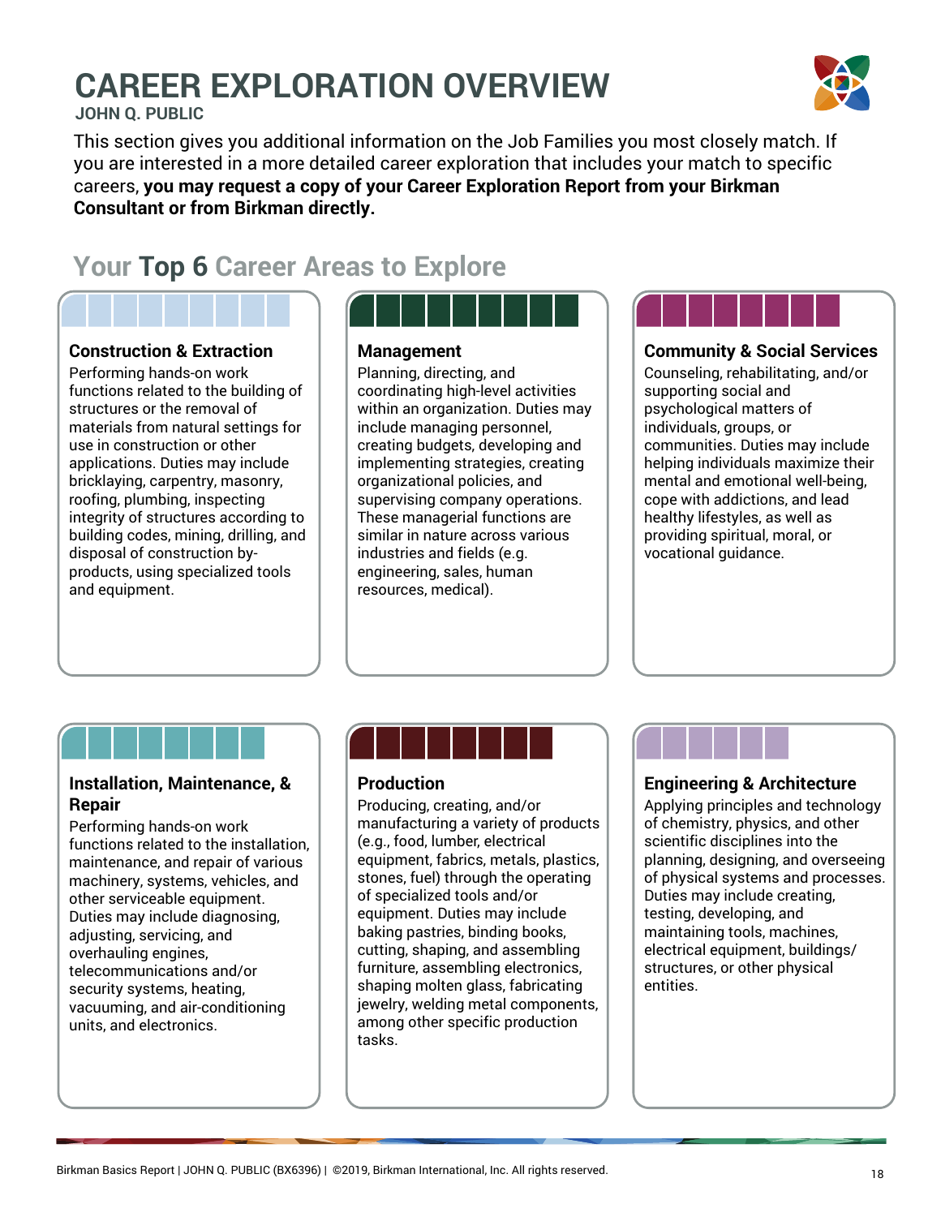# CAREER EXPLORATION OVERVIEW

**JOHN Q. PUBLIC**

This section gives you additional information on the Job Families you most closely match. If you are interested in a more detailed career exploration that includes your match to specific careers, **you may request a copy of your Career Exploration Report from your Birkman Consultant or from Birkman directly.**

## Your **Top 6** Career Areas to Explore

### Construction & Extraction

Performing hands-on work functions related to the building of structures or the removal of materials from natural settings for use in construction or other applications. Duties may include bricklaying, carpentry, masonry, roofing, plumbing, inspecting integrity of structures according to building codes, mining, drilling, and disposal of construction by-products, using specialized tools and equipment.

### Management

Planning, directing, and coordinating high-level activities within an organization. Duties may include managing personnel, creating budgets, developing and implementing strategies, creating organizational policies, and supervising company operations. These managerial functions are similar in nature across various industries and fields (e.g. engineering, sales, human resources, medical).

### Community & Social Services

Counseling, rehabilitating, and/or supporting social and psychological matters of individuals, groups, or communities. Duties may include helping individuals maximize their mental and emotional well-being, cope with addictions, and lead healthy lifestyles, as well as providing spiritual, moral, or vocational guidance.

### Installation, Maintenance, & Repair

Performing hands-on work functions related to the installation, maintenance, and repair of various machinery, systems, vehicles, and other serviceable equipment. Duties may include diagnosing, adjusting, servicing, and overhauling engines, telecommunications and/or security systems, heating, vacuuming, and air-conditioning units, and electronics.

### Production

Producing, creating, and/or manufacturing a variety of products (e.g., food, lumber, electrical equipment, fabrics, metals, plastics, stones, fuel) through the operating of specialized tools and/or equipment. Duties may include baking pastries, binding books, cutting, shaping, and assembling furniture, assembling electronics, shaping molten glass, fabricating jewelry, welding metal components, among other specific production tasks.

### Engineering & Architecture

Applying principles and technology of chemistry, physics, and other scientific disciplines into the planning, designing, and overseeing of physical systems and processes. Duties may include creating, testing, developing, and maintaining tools, machines, electrical equipment, buildings/structures, or other physical entities.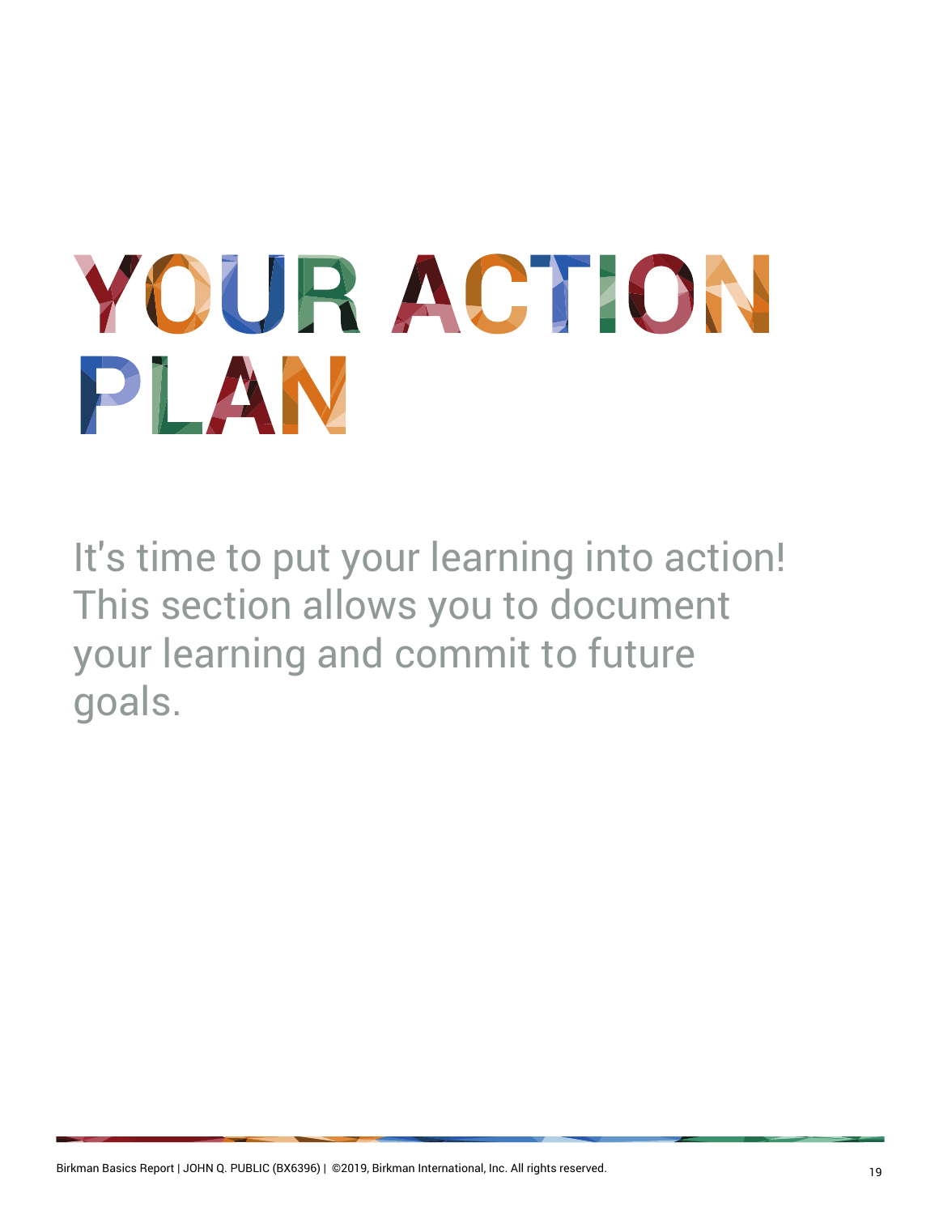# YOUR ACTION PLAN

It's time to put your learning into action! This section allows you to document your learning and commit to future goals.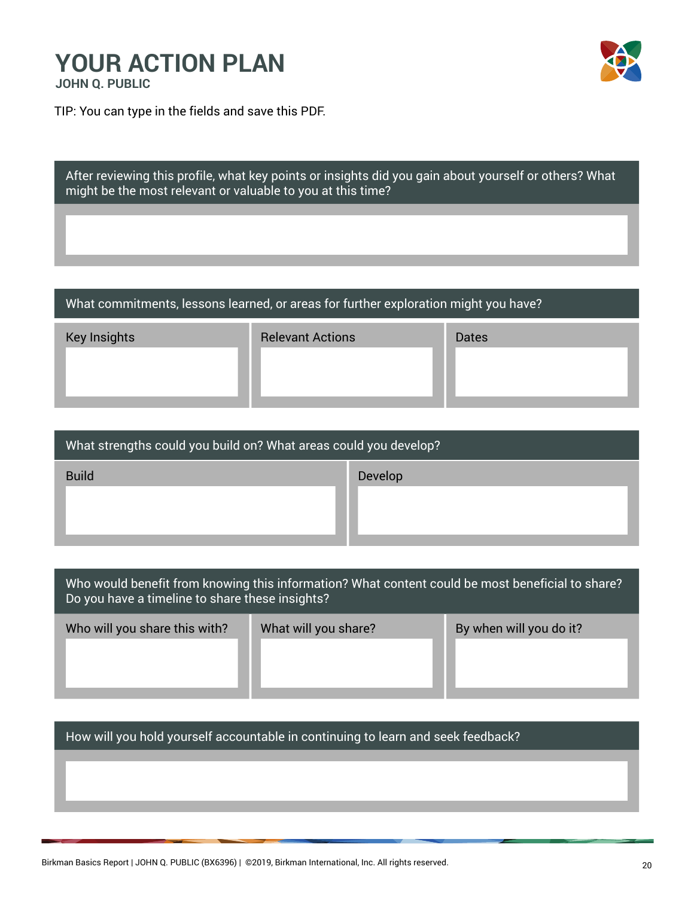# YOUR ACTION PLAN

**JOHN Q. PUBLIC**

TIP: You can type in the fields and save this PDF.

After reviewing this profile, what key points or insights did you gain about yourself or others? What might be the most relevant or valuable to you at this time?

What commitments, lessons learned, or areas for further exploration might you have?

| Key Insights | Relevant Actions | Dates |
|---|---|---|
| | | |

What strengths could you build on? What areas could you develop?

| Build | Develop |
|---|---|
| | |

Who would benefit from knowing this information? What content could be most beneficial to share? Do you have a timeline to share these insights?

| Who will you share this with? | What will you share? | By when will you do it? |
|---|---|---|
| | | |

How will you hold yourself accountable in continuing to learn and seek feedback?